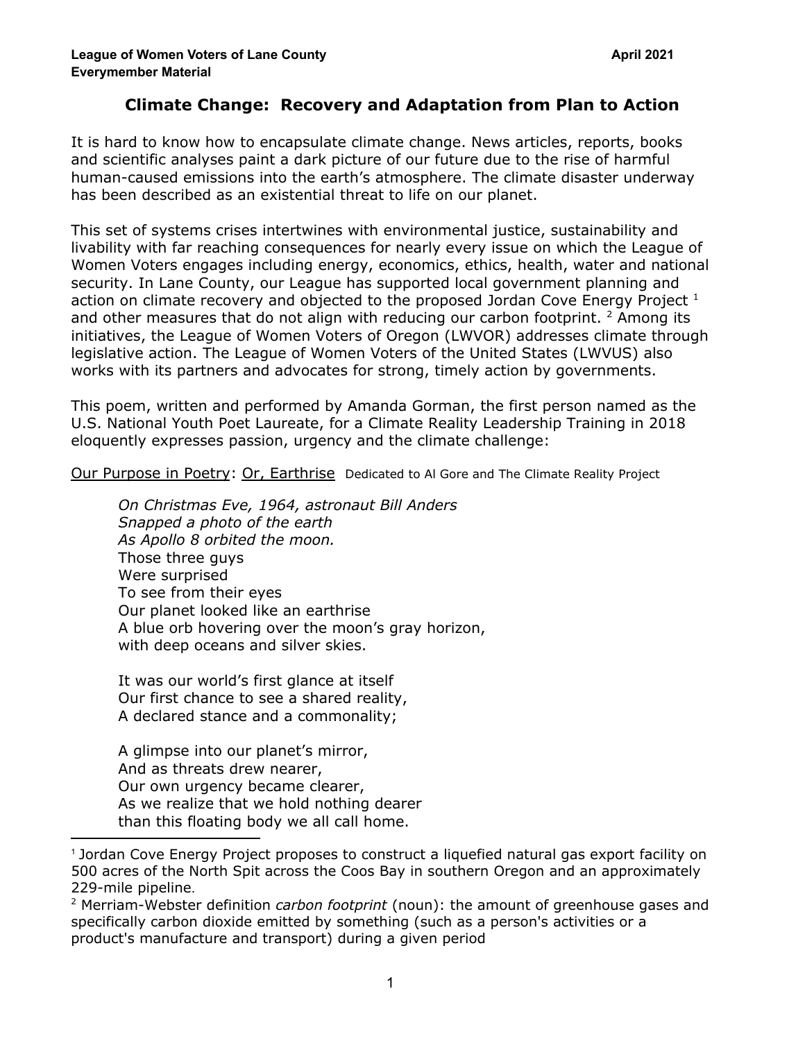**League of Women Voters of Lane County** **April 2021**
**Everymember Material**

# Climate Change: Recovery and Adaptation from Plan to Action

It is hard to know how to encapsulate climate change. News articles, reports, books and scientific analyses paint a dark picture of our future due to the rise of harmful human-caused emissions into the earth's atmosphere. The climate disaster underway has been described as an existential threat to life on our planet.

This set of systems crises intertwines with environmental justice, sustainability and livability with far reaching consequences for nearly every issue on which the League of Women Voters engages including energy, economics, ethics, health, water and national security. In Lane County, our League has supported local government planning and action on climate recovery and objected to the proposed Jordan Cove Energy Project [1] and other measures that do not align with reducing our carbon footprint. [2] Among its initiatives, the League of Women Voters of Oregon (LWVOR) addresses climate through legislative action. The League of Women Voters of the United States (LWVUS) also works with its partners and advocates for strong, timely action by governments.

This poem, written and performed by Amanda Gorman, the first person named as the U.S. National Youth Poet Laureate, for a Climate Reality Leadership Training in 2018 eloquently expresses passion, urgency and the climate challenge:

Our Purpose in Poetry: Or, Earthrise Dedicated to Al Gore and The Climate Reality Project

> *On Christmas Eve, 1964, astronaut Bill Anders*
> *Snapped a photo of the earth*
> *As Apollo 8 orbited the moon.*
> Those three guys
> Were surprised
> To see from their eyes
> Our planet looked like an earthrise
> A blue orb hovering over the moon's gray horizon,
> with deep oceans and silver skies.
>
> It was our world's first glance at itself
> Our first chance to see a shared reality,
> A declared stance and a commonality;
>
> A glimpse into our planet's mirror,
> And as threats drew nearer,
> Our own urgency became clearer,
> As we realize that we hold nothing dearer
> than this floating body we all call home.

---

[1] Jordan Cove Energy Project proposes to construct a liquefied natural gas export facility on 500 acres of the North Spit across the Coos Bay in southern Oregon and an approximately 229-mile pipeline.

[2] Merriam-Webster definition *carbon footprint* (noun): the amount of greenhouse gases and specifically carbon dioxide emitted by something (such as a person's activities or a product's manufacture and transport) during a given period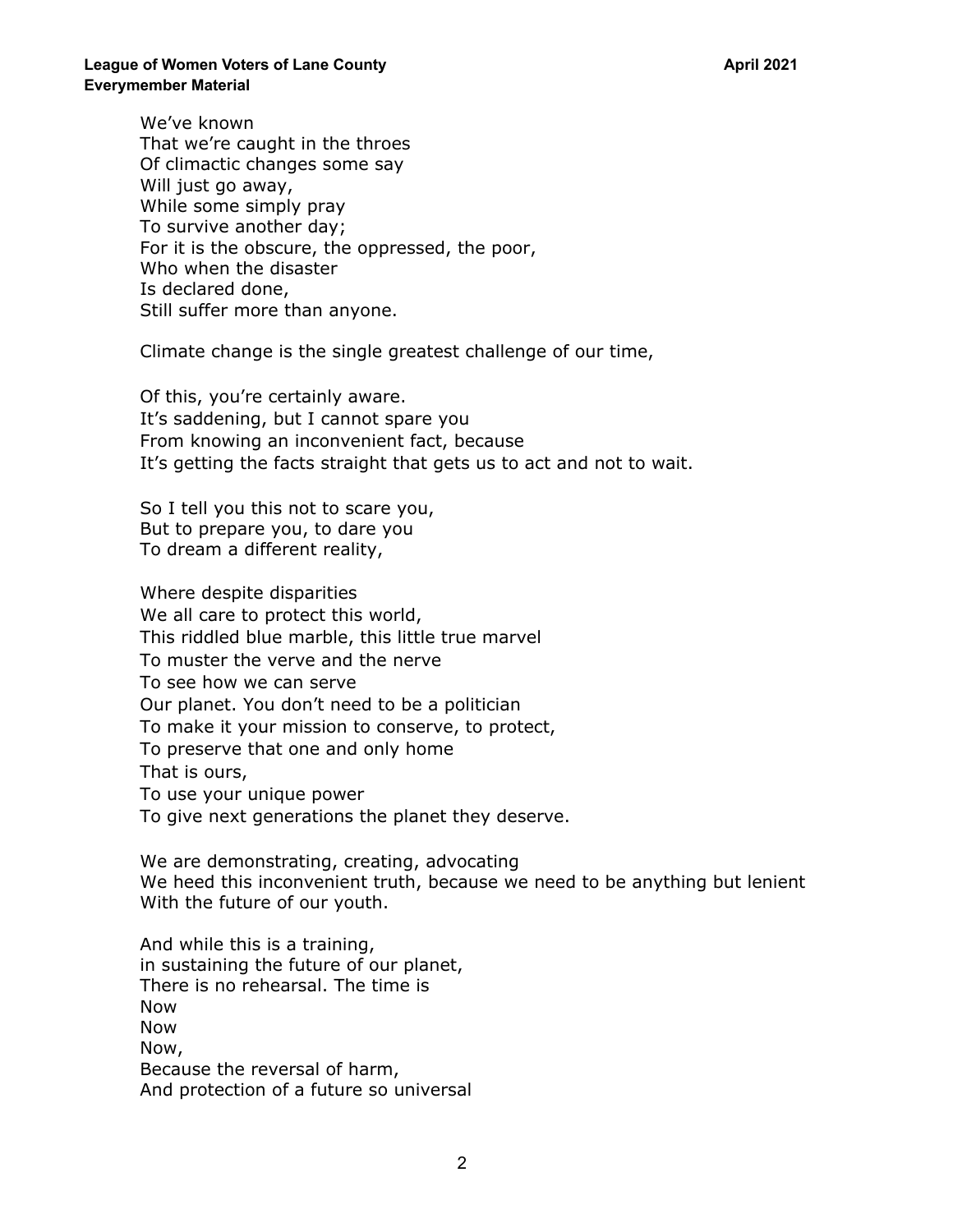We've known  
That we're caught in the throes  
Of climactic changes some say  
Will just go away,  
While some simply pray  
To survive another day;  
For it is the obscure, the oppressed, the poor,  
Who when the disaster  
Is declared done,  
Still suffer more than anyone.

Climate change is the single greatest challenge of our time,

Of this, you're certainly aware.  
It's saddening, but I cannot spare you  
From knowing an inconvenient fact, because  
It's getting the facts straight that gets us to act and not to wait.

So I tell you this not to scare you,  
But to prepare you, to dare you  
To dream a different reality,

Where despite disparities  
We all care to protect this world,  
This riddled blue marble, this little true marvel  
To muster the verve and the nerve  
To see how we can serve  
Our planet. You don't need to be a politician  
To make it your mission to conserve, to protect,  
To preserve that one and only home  
That is ours,  
To use your unique power  
To give next generations the planet they deserve.

We are demonstrating, creating, advocating  
We heed this inconvenient truth, because we need to be anything but lenient  
With the future of our youth.

And while this is a training,  
in sustaining the future of our planet,  
There is no rehearsal. The time is  
Now  
Now  
Now,  
Because the reversal of harm,  
And protection of a future so universal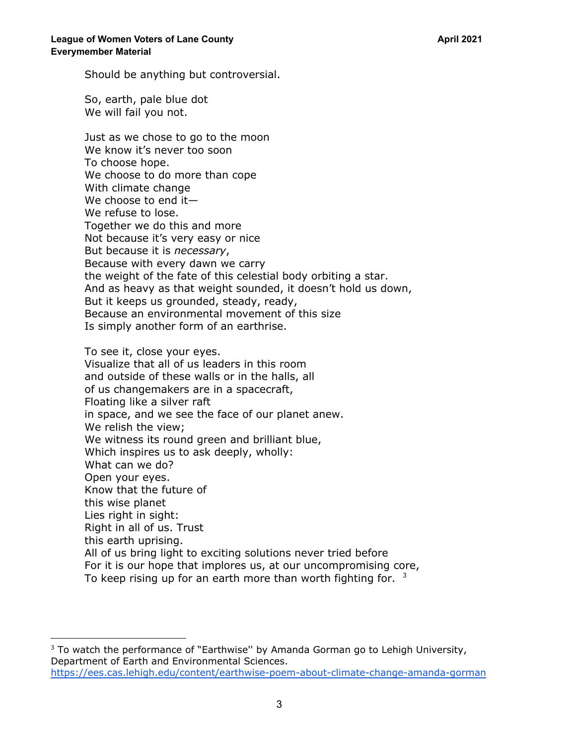Should be anything but controversial.

So, earth, pale blue dot  
We will fail you not.

Just as we chose to go to the moon  
We know it's never too soon  
To choose hope.  
We choose to do more than cope  
With climate change  
We choose to end it—  
We refuse to lose.  
Together we do this and more  
Not because it's very easy or nice  
But because it is *necessary*,  
Because with every dawn we carry  
the weight of the fate of this celestial body orbiting a star.  
And as heavy as that weight sounded, it doesn't hold us down,  
But it keeps us grounded, steady, ready,  
Because an environmental movement of this size  
Is simply another form of an earthrise.

To see it, close your eyes.  
Visualize that all of us leaders in this room  
and outside of these walls or in the halls, all  
of us changemakers are in a spacecraft,  
Floating like a silver raft  
in space, and we see the face of our planet anew.  
We relish the view;  
We witness its round green and brilliant blue,  
Which inspires us to ask deeply, wholly:  
What can we do?  
Open your eyes.  
Know that the future of  
this wise planet  
Lies right in sight:  
Right in all of us. Trust  
this earth uprising.  
All of us bring light to exciting solutions never tried before  
For it is our hope that implores us, at our uncompromising core,  
To keep rising up for an earth more than worth fighting for. [3]

---

[3] To watch the performance of "Earthwise" by Amanda Gorman go to Lehigh University, Department of Earth and Environmental Sciences. https://ees.cas.lehigh.edu/content/earthwise-poem-about-climate-change-amanda-gorman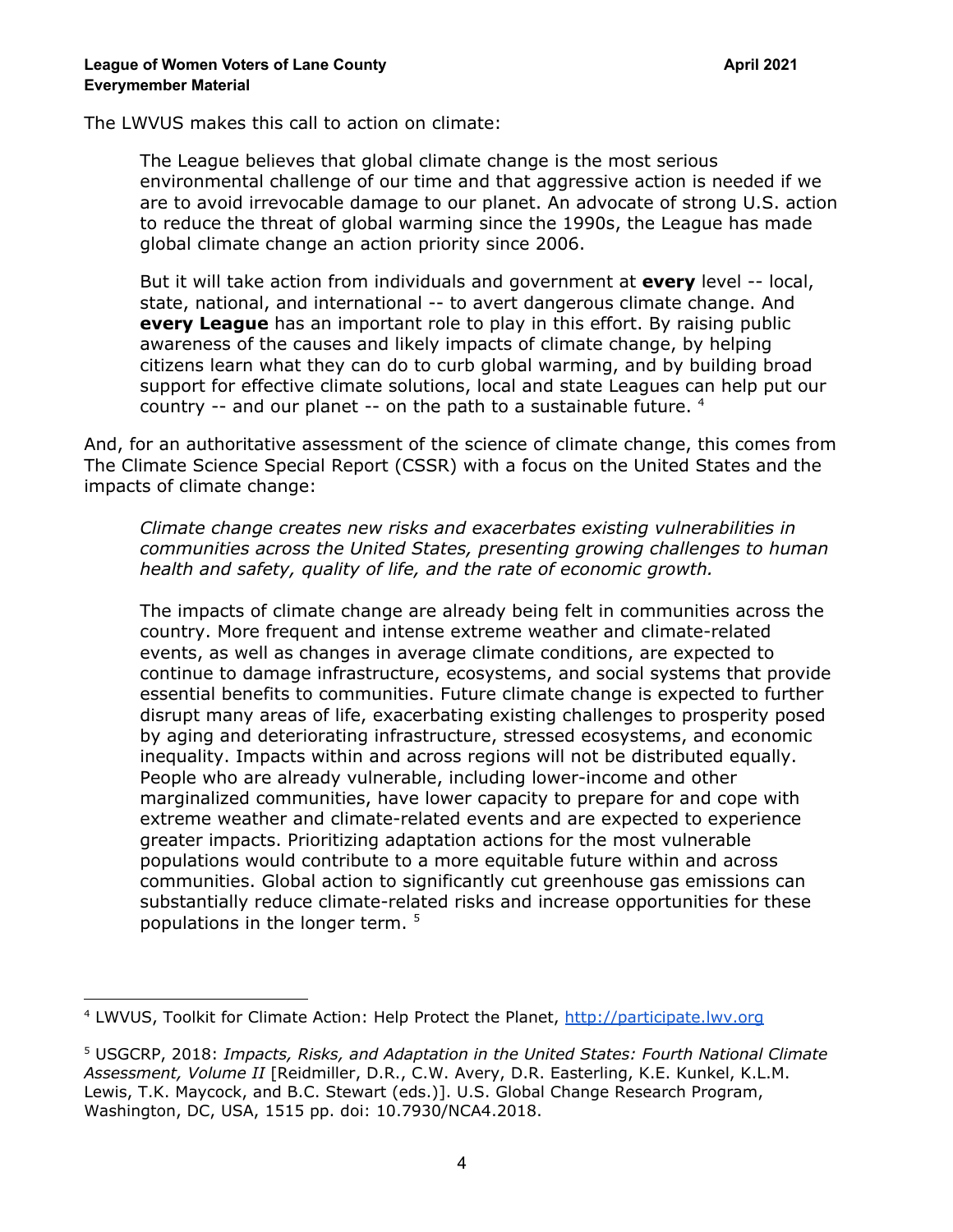The LWVUS makes this call to action on climate:

> The League believes that global climate change is the most serious environmental challenge of our time and that aggressive action is needed if we are to avoid irrevocable damage to our planet. An advocate of strong U.S. action to reduce the threat of global warming since the 1990s, the League has made global climate change an action priority since 2006.
>
> But it will take action from individuals and government at **every** level -- local, state, national, and international -- to avert dangerous climate change. And **every League** has an important role to play in this effort. By raising public awareness of the causes and likely impacts of climate change, by helping citizens learn what they can do to curb global warming, and by building broad support for effective climate solutions, local and state Leagues can help put our country -- and our planet -- on the path to a sustainable future. [4]

And, for an authoritative assessment of the science of climate change, this comes from The Climate Science Special Report (CSSR) with a focus on the United States and the impacts of climate change:

> *Climate change creates new risks and exacerbates existing vulnerabilities in communities across the United States, presenting growing challenges to human health and safety, quality of life, and the rate of economic growth.*
>
> The impacts of climate change are already being felt in communities across the country. More frequent and intense extreme weather and climate-related events, as well as changes in average climate conditions, are expected to continue to damage infrastructure, ecosystems, and social systems that provide essential benefits to communities. Future climate change is expected to further disrupt many areas of life, exacerbating existing challenges to prosperity posed by aging and deteriorating infrastructure, stressed ecosystems, and economic inequality. Impacts within and across regions will not be distributed equally. People who are already vulnerable, including lower-income and other marginalized communities, have lower capacity to prepare for and cope with extreme weather and climate-related events and are expected to experience greater impacts. Prioritizing adaptation actions for the most vulnerable populations would contribute to a more equitable future within and across communities. Global action to significantly cut greenhouse gas emissions can substantially reduce climate-related risks and increase opportunities for these populations in the longer term. [5]

---

[4] LWVUS, Toolkit for Climate Action: Help Protect the Planet, [http://participate.lwv.org](http://participate.lwv.org)

[5] USGCRP, 2018: *Impacts, Risks, and Adaptation in the United States: Fourth National Climate Assessment, Volume II* [Reidmiller, D.R., C.W. Avery, D.R. Easterling, K.E. Kunkel, K.L.M. Lewis, T.K. Maycock, and B.C. Stewart (eds.)]. U.S. Global Change Research Program, Washington, DC, USA, 1515 pp. doi: 10.7930/NCA4.2018.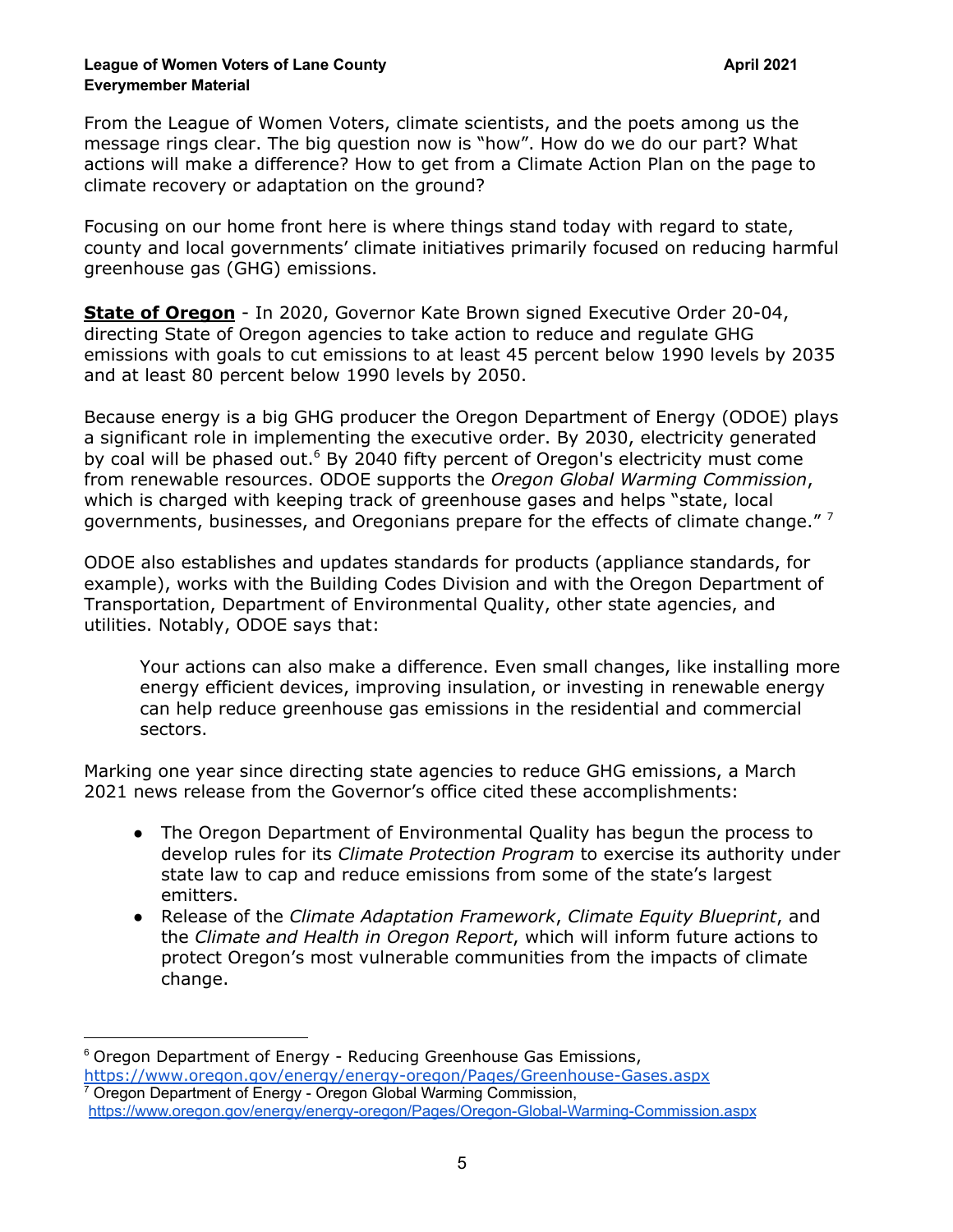From the League of Women Voters, climate scientists, and the poets among us the message rings clear. The big question now is "how". How do we do our part? What actions will make a difference? How to get from a Climate Action Plan on the page to climate recovery or adaptation on the ground?

Focusing on our home front here is where things stand today with regard to state, county and local governments' climate initiatives primarily focused on reducing harmful greenhouse gas (GHG) emissions.

**State of Oregon** - In 2020, Governor Kate Brown signed Executive Order 20-04, directing State of Oregon agencies to take action to reduce and regulate GHG emissions with goals to cut emissions to at least 45 percent below 1990 levels by 2035 and at least 80 percent below 1990 levels by 2050.

Because energy is a big GHG producer the Oregon Department of Energy (ODOE) plays a significant role in implementing the executive order. By 2030, electricity generated by coal will be phased out.[6] By 2040 fifty percent of Oregon's electricity must come from renewable resources. ODOE supports the *Oregon Global Warming Commission*, which is charged with keeping track of greenhouse gases and helps "state, local governments, businesses, and Oregonians prepare for the effects of climate change." [7]

ODOE also establishes and updates standards for products (appliance standards, for example), works with the Building Codes Division and with the Oregon Department of Transportation, Department of Environmental Quality, other state agencies, and utilities. Notably, ODOE says that:

> Your actions can also make a difference. Even small changes, like installing more energy efficient devices, improving insulation, or investing in renewable energy can help reduce greenhouse gas emissions in the residential and commercial sectors.

Marking one year since directing state agencies to reduce GHG emissions, a March 2021 news release from the Governor's office cited these accomplishments:

- The Oregon Department of Environmental Quality has begun the process to develop rules for its *Climate Protection Program* to exercise its authority under state law to cap and reduce emissions from some of the state's largest emitters.
- Release of the *Climate Adaptation Framework*, *Climate Equity Blueprint*, and the *Climate and Health in Oregon Report*, which will inform future actions to protect Oregon's most vulnerable communities from the impacts of climate change.

---

[6] Oregon Department of Energy - Reducing Greenhouse Gas Emissions, https://www.oregon.gov/energy/energy-oregon/Pages/Greenhouse-Gases.aspx

[7] Oregon Department of Energy - Oregon Global Warming Commission, https://www.oregon.gov/energy/energy-oregon/Pages/Oregon-Global-Warming-Commission.aspx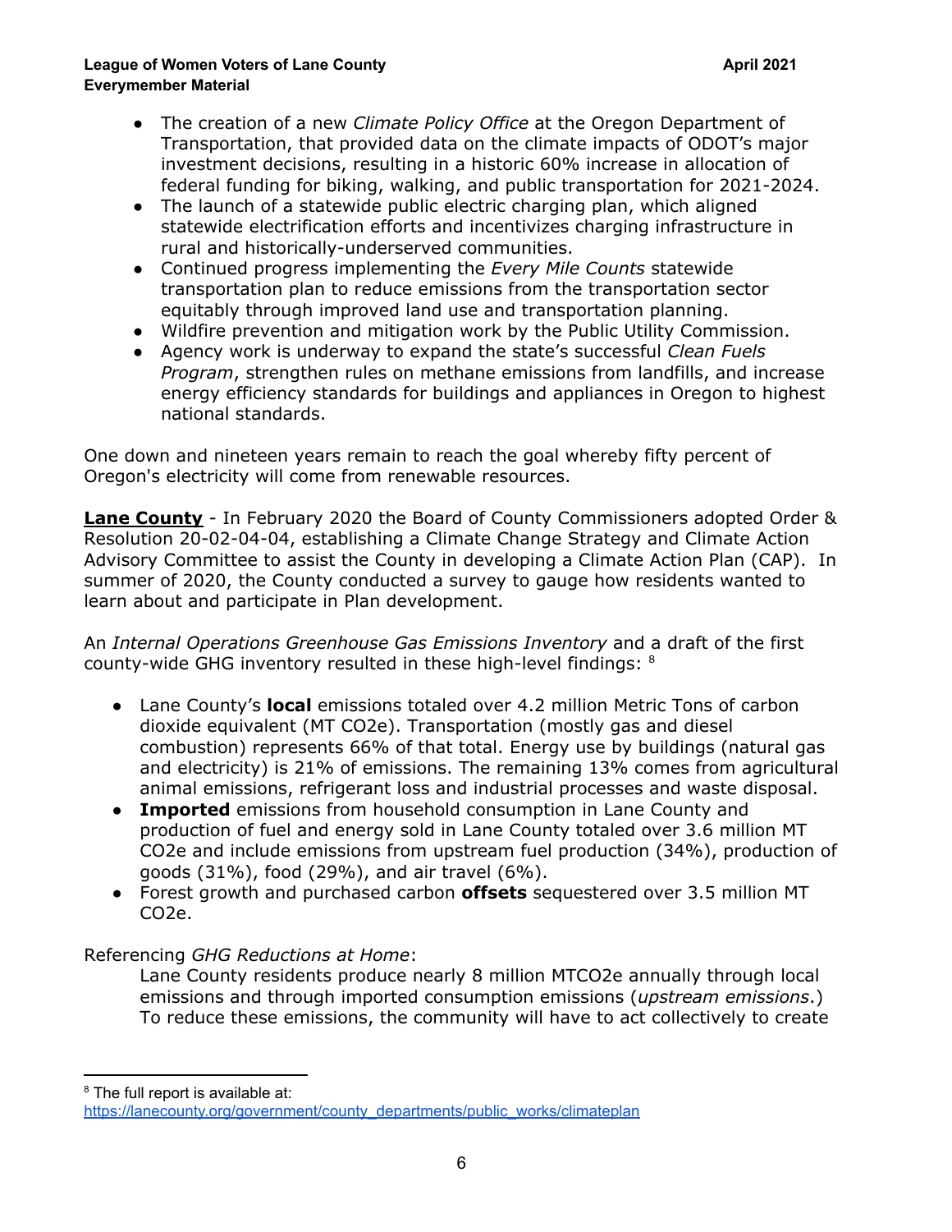- The creation of a new *Climate Policy Office* at the Oregon Department of Transportation, that provided data on the climate impacts of ODOT's major investment decisions, resulting in a historic 60% increase in allocation of federal funding for biking, walking, and public transportation for 2021-2024.
- The launch of a statewide public electric charging plan, which aligned statewide electrification efforts and incentivizes charging infrastructure in rural and historically-underserved communities.
- Continued progress implementing the *Every Mile Counts* statewide transportation plan to reduce emissions from the transportation sector equitably through improved land use and transportation planning.
- Wildfire prevention and mitigation work by the Public Utility Commission.
- Agency work is underway to expand the state's successful *Clean Fuels Program*, strengthen rules on methane emissions from landfills, and increase energy efficiency standards for buildings and appliances in Oregon to highest national standards.

One down and nineteen years remain to reach the goal whereby fifty percent of Oregon's electricity will come from renewable resources.

**Lane County** - In February 2020 the Board of County Commissioners adopted Order & Resolution 20-02-04-04, establishing a Climate Change Strategy and Climate Action Advisory Committee to assist the County in developing a Climate Action Plan (CAP). In summer of 2020, the County conducted a survey to gauge how residents wanted to learn about and participate in Plan development.

An *Internal Operations Greenhouse Gas Emissions Inventory* and a draft of the first county-wide GHG inventory resulted in these high-level findings: [8]

- Lane County's **local** emissions totaled over 4.2 million Metric Tons of carbon dioxide equivalent (MT $CO_2e$). Transportation (mostly gas and diesel combustion) represents 66% of that total. Energy use by buildings (natural gas and electricity) is 21% of emissions. The remaining 13% comes from agricultural animal emissions, refrigerant loss and industrial processes and waste disposal.
- **Imported** emissions from household consumption in Lane County and production of fuel and energy sold in Lane County totaled over 3.6 million MT $CO_2e$ and include emissions from upstream fuel production (34%), production of goods (31%), food (29%), and air travel (6%).
- Forest growth and purchased carbon **offsets** sequestered over 3.5 million MT $CO_2e$.

Referencing *GHG Reductions at Home*:

> Lane County residents produce nearly 8 million MT$CO_2e$ annually through local emissions and through imported consumption emissions (*upstream emissions*.) To reduce these emissions, the community will have to act collectively to create

[8] The full report is available at: https://lanecounty.org/government/county_departments/public_works/climateplan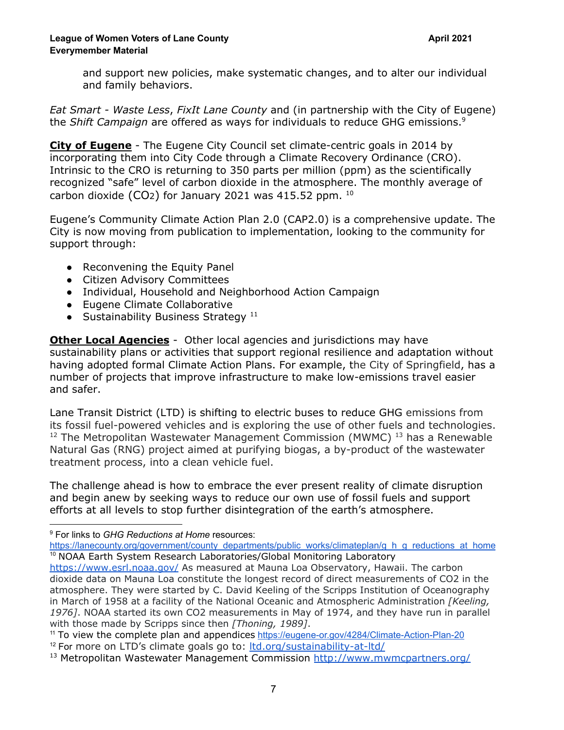and support new policies, make systematic changes, and to alter our individual and family behaviors.

*Eat Smart - Waste Less*, *FixIt Lane County* and (in partnership with the City of Eugene) the *Shift Campaign* are offered as ways for individuals to reduce GHG emissions.[9]

**City of Eugene** - The Eugene City Council set climate-centric goals in 2014 by incorporating them into City Code through a Climate Recovery Ordinance (CRO). Intrinsic to the CRO is returning to 350 parts per million (ppm) as the scientifically recognized "safe" level of carbon dioxide in the atmosphere. The monthly average of carbon dioxide ($CO_2$) for January 2021 was 415.52 ppm. [10]

Eugene's Community Climate Action Plan 2.0 (CAP2.0) is a comprehensive update. The City is now moving from publication to implementation, looking to the community for support through:

- Reconvening the Equity Panel
- Citizen Advisory Committees
- Individual, Household and Neighborhood Action Campaign
- Eugene Climate Collaborative
- Sustainability Business Strategy [11]

**Other Local Agencies** - Other local agencies and jurisdictions may have sustainability plans or activities that support regional resilience and adaptation without having adopted formal Climate Action Plans. For example, the City of Springfield, has a number of projects that improve infrastructure to make low-emissions travel easier and safer.

Lane Transit District (LTD) is shifting to electric buses to reduce GHG emissions from its fossil fuel-powered vehicles and is exploring the use of other fuels and technologies.[12] The Metropolitan Wastewater Management Commission (MWMC) [13] has a Renewable Natural Gas (RNG) project aimed at purifying biogas, a by-product of the wastewater treatment process, into a clean vehicle fuel.

The challenge ahead is how to embrace the ever present reality of climate disruption and begin anew by seeking ways to reduce our own use of fossil fuels and support efforts at all levels to stop further disintegration of the earth's atmosphere.

---

[9] For links to *GHG Reductions at Home* resources: https://lanecounty.org/government/county_departments/public_works/climateplan/g_h_g_reductions_at_home

[10] NOAA Earth System Research Laboratories/Global Monitoring Laboratory https://www.esrl.noaa.gov/ As measured at Mauna Loa Observatory, Hawaii. The carbon dioxide data on Mauna Loa constitute the longest record of direct measurements of CO2 in the atmosphere. They were started by C. David Keeling of the Scripps Institution of Oceanography in March of 1958 at a facility of the National Oceanic and Atmospheric Administration *[Keeling, 1976]*. NOAA started its own CO2 measurements in May of 1974, and they have run in parallel with those made by Scripps since then *[Thoning, 1989]*.

[11] To view the complete plan and appendices https://eugene-or.gov/4284/Climate-Action-Plan-20

[12] For more on LTD's climate goals go to: ltd.org/sustainability-at-ltd/

[13] Metropolitan Wastewater Management Commission http://www.mwmcpartners.org/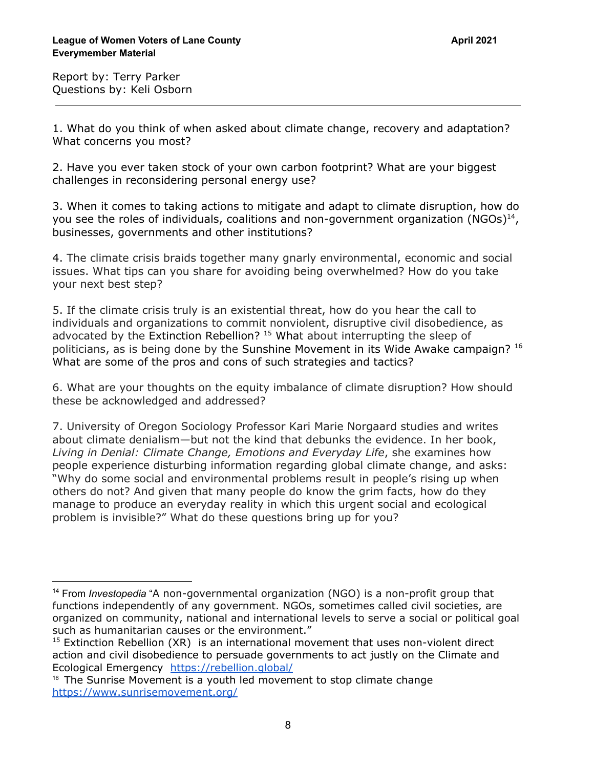**League of Women Voters of Lane County**
**Everymember Material**

April 2021

Report by: Terry Parker
Questions by: Keli Osborn

---

1. What do you think of when asked about climate change, recovery and adaptation? What concerns you most?

2. Have you ever taken stock of your own carbon footprint? What are your biggest challenges in reconsidering personal energy use?

3. When it comes to taking actions to mitigate and adapt to climate disruption, how do you see the roles of individuals, coalitions and non-government organization (NGOs)[14], businesses, governments and other institutions?

4. The climate crisis braids together many gnarly environmental, economic and social issues. What tips can you share for avoiding being overwhelmed? How do you take your next best step?

5. If the climate crisis truly is an existential threat, how do you hear the call to individuals and organizations to commit nonviolent, disruptive civil disobedience, as advocated by the Extinction Rebellion? [15] What about interrupting the sleep of politicians, as is being done by the Sunshine Movement in its Wide Awake campaign? [16] What are some of the pros and cons of such strategies and tactics?

6. What are your thoughts on the equity imbalance of climate disruption? How should these be acknowledged and addressed?

7. University of Oregon Sociology Professor Kari Marie Norgaard studies and writes about climate denialism—but not the kind that debunks the evidence. In her book, *Living in Denial: Climate Change, Emotions and Everyday Life*, she examines how people experience disturbing information regarding global climate change, and asks: "Why do some social and environmental problems result in people's rising up when others do not? And given that many people do know the grim facts, how do they manage to produce an everyday reality in which this urgent social and ecological problem is invisible?" What do these questions bring up for you?

---

[14] From *Investopedia* "A non-governmental organization (NGO) is a non-profit group that functions independently of any government. NGOs, sometimes called civil societies, are organized on community, national and international levels to serve a social or political goal such as humanitarian causes or the environment."

[15] Extinction Rebellion (XR) is an international movement that uses non-violent direct action and civil disobedience to persuade governments to act justly on the Climate and Ecological Emergency https://rebellion.global/

[16] The Sunrise Movement is a youth led movement to stop climate change https://www.sunrisemovement.org/